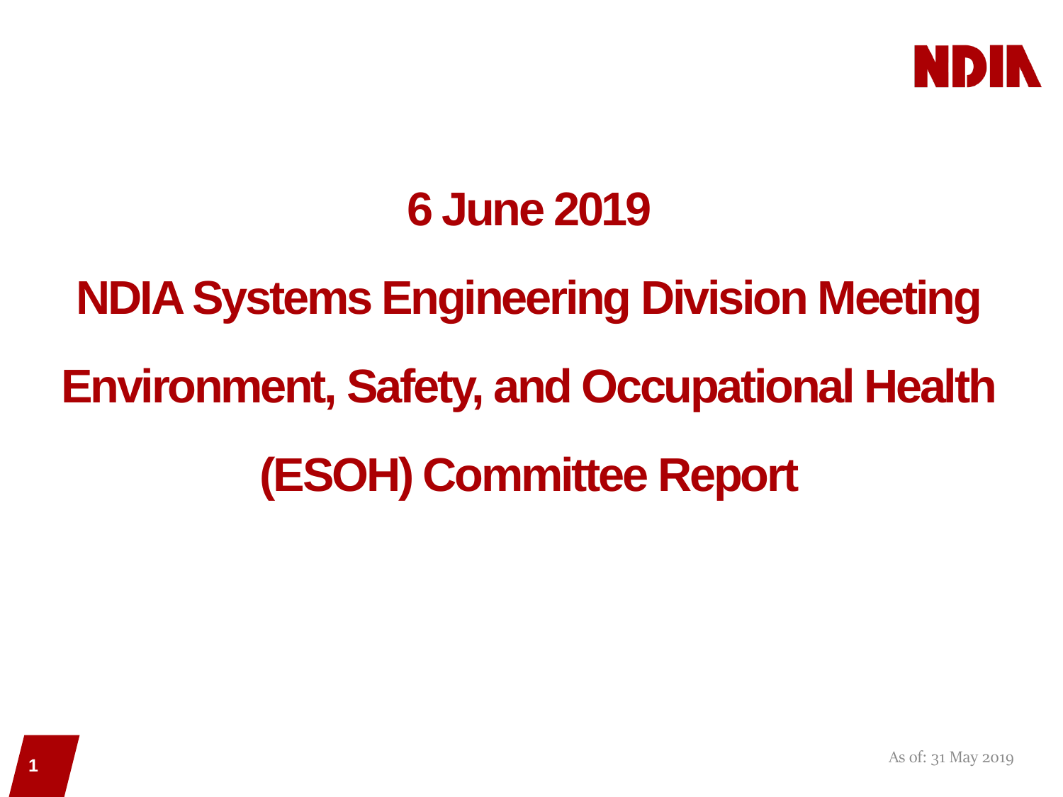NDIA

# 6 June 2019

# NDIA Systems Engineering Division Meeting

# Environment, Safety, and Occupational Health (ESOH) Committee Report

As of: 31 May 2019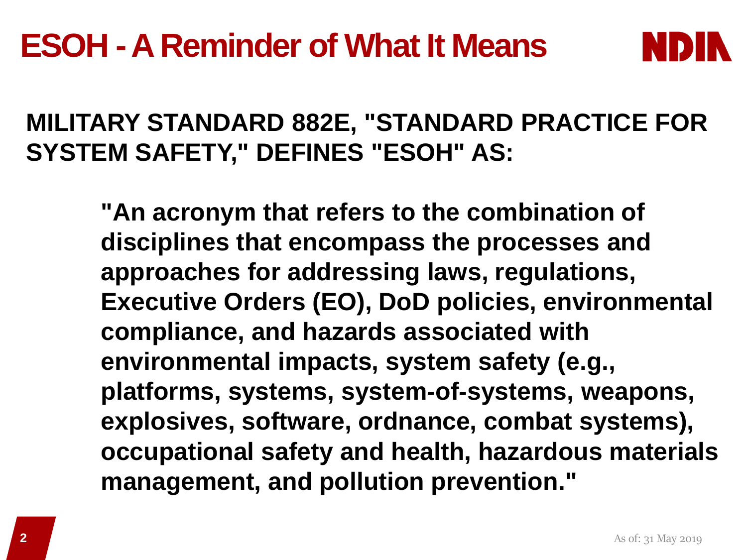# ESOH - A Reminder of What It Means

**MILITARY STANDARD 882E, "STANDARD PRACTICE FOR SYSTEM SAFETY," DEFINES "ESOH" AS:**

> **"An acronym that refers to the combination of disciplines that encompass the processes and approaches for addressing laws, regulations, Executive Orders (EO), DoD policies, environmental compliance, and hazards associated with environmental impacts, system safety (e.g., platforms, systems, system-of-systems, weapons, explosives, software, ordnance, combat systems), occupational safety and health, hazardous materials management, and pollution prevention."**

As of: 31 May 2019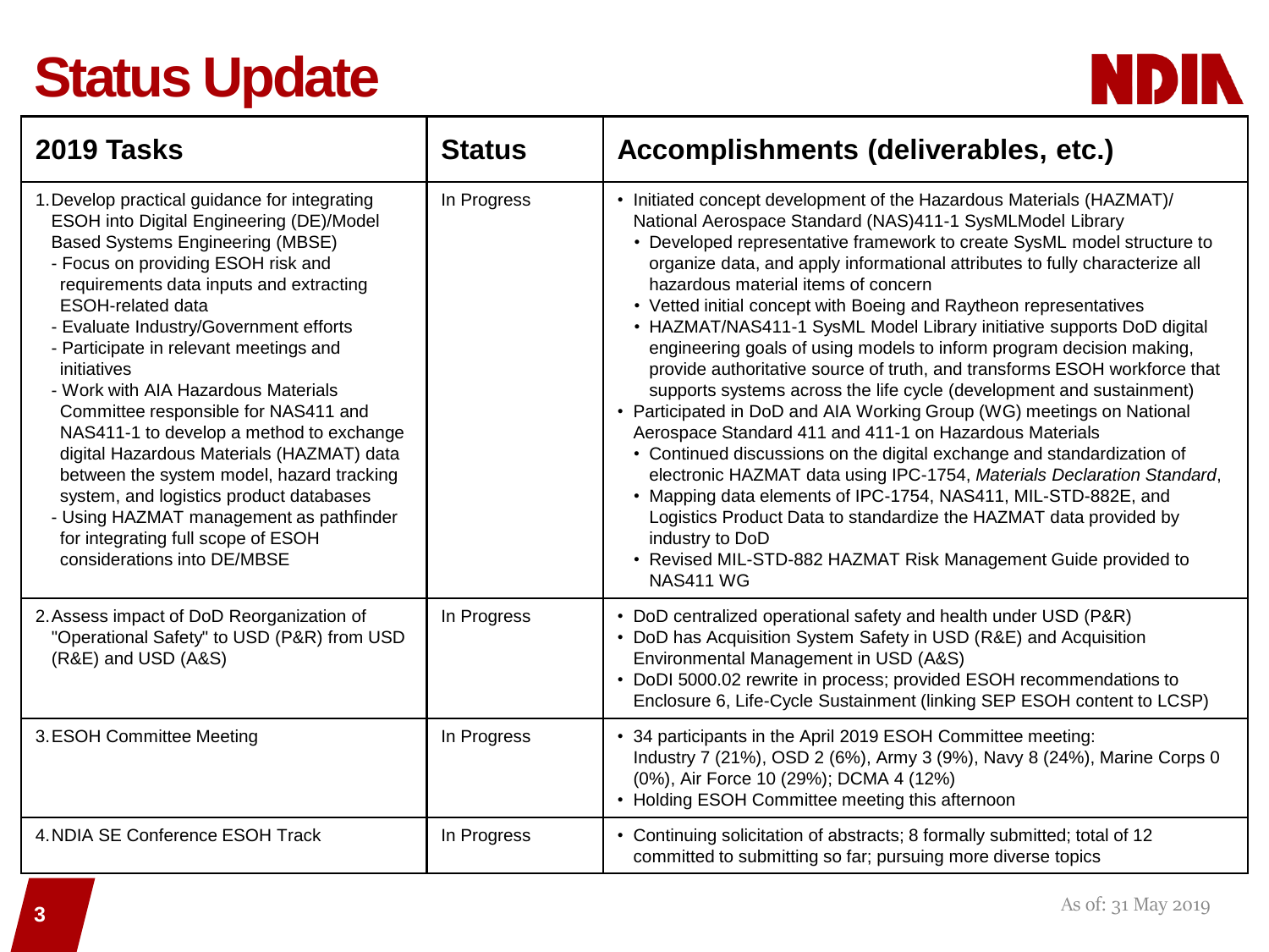# Status Update

| 2019 Tasks | Status | Accomplishments (deliverables, etc.) |
|---|---|---|
| 1. Develop practical guidance for integrating ESOH into Digital Engineering (DE)/Model Based Systems Engineering (MBSE)<br>- Focus on providing ESOH risk and requirements data inputs and extracting ESOH-related data<br>- Evaluate Industry/Government efforts<br>- Participate in relevant meetings and initiatives<br>- Work with AIA Hazardous Materials Committee responsible for NAS411 and NAS411-1 to develop a method to exchange digital Hazardous Materials (HAZMAT) data between the system model, hazard tracking system, and logistics product databases<br>- Using HAZMAT management as pathfinder for integrating full scope of ESOH considerations into DE/MBSE | In Progress | • Initiated concept development of the Hazardous Materials (HAZMAT)/ National Aerospace Standard (NAS)411-1 SysMLModel Library<br>  • Developed representative framework to create SysML model structure to organize data, and apply informational attributes to fully characterize all hazardous material items of concern<br>  • Vetted initial concept with Boeing and Raytheon representatives<br>  • HAZMAT/NAS411-1 SysML Model Library initiative supports DoD digital engineering goals of using models to inform program decision making, provide authoritative source of truth, and transforms ESOH workforce that supports systems across the life cycle (development and sustainment)<br>• Participated in DoD and AIA Working Group (WG) meetings on National Aerospace Standard 411 and 411-1 on Hazardous Materials<br>  • Continued discussions on the digital exchange and standardization of electronic HAZMAT data using IPC-1754, *Materials Declaration Standard*,<br>  • Mapping data elements of IPC-1754, NAS411, MIL-STD-882E, and Logistics Product Data to standardize the HAZMAT data provided by industry to DoD<br>  • Revised MIL-STD-882 HAZMAT Risk Management Guide provided to NAS411 WG |
| 2. Assess impact of DoD Reorganization of "Operational Safety" to USD (P&R) from USD (R&E) and USD (A&S) | In Progress | • DoD centralized operational safety and health under USD (P&R)<br>• DoD has Acquisition System Safety in USD (R&E) and Acquisition Environmental Management in USD (A&S)<br>• DoDI 5000.02 rewrite in process; provided ESOH recommendations to Enclosure 6, Life-Cycle Sustainment (linking SEP ESOH content to LCSP) |
| 3. ESOH Committee Meeting | In Progress | • 34 participants in the April 2019 ESOH Committee meeting: Industry 7 (21%), OSD 2 (6%), Army 3 (9%), Navy 8 (24%), Marine Corps 0 (0%), Air Force 10 (29%); DCMA 4 (12%)<br>• Holding ESOH Committee meeting this afternoon |
| 4. NDIA SE Conference ESOH Track | In Progress | • Continuing solicitation of abstracts; 8 formally submitted; total of 12 committed to submitting so far; pursuing more diverse topics |

As of: 31 May 2019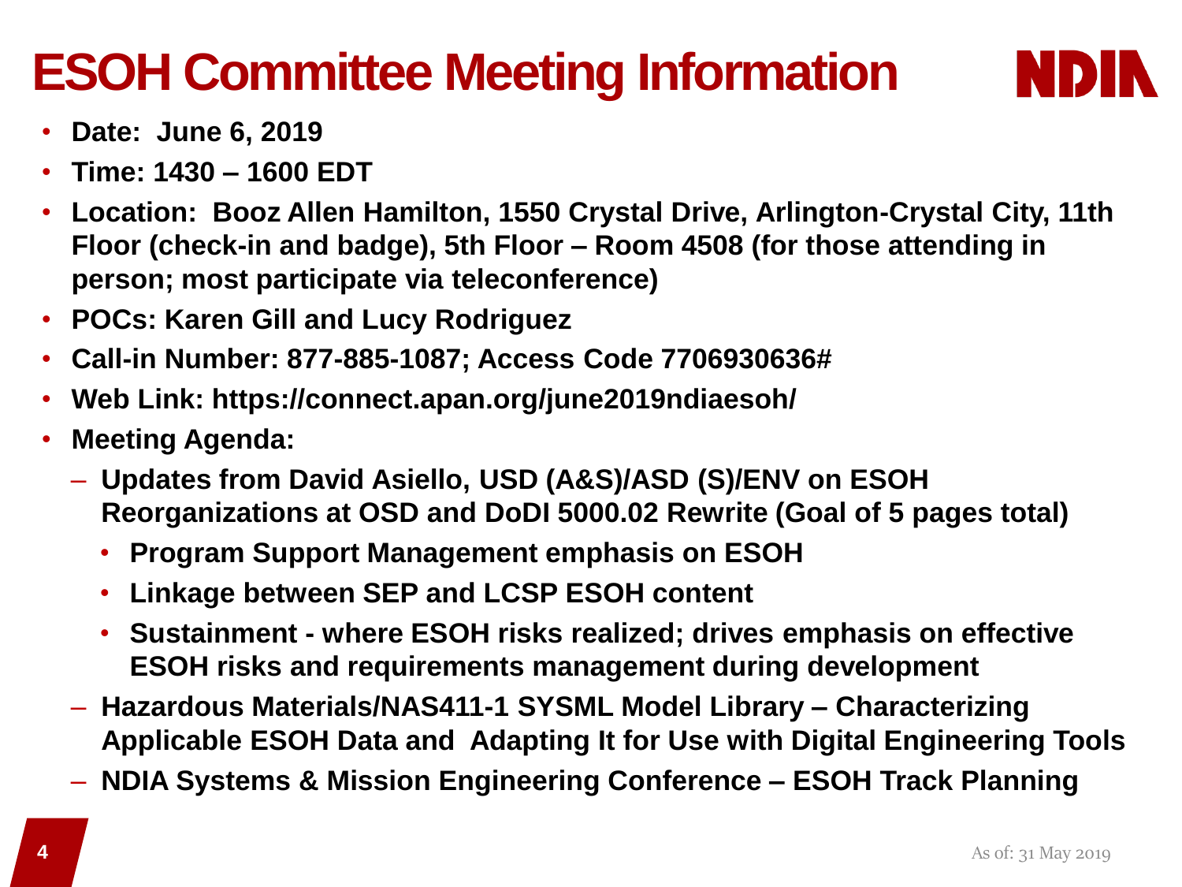# ESOH Committee Meeting Information

- **Date: June 6, 2019**
- **Time: 1430 – 1600 EDT**
- **Location: Booz Allen Hamilton, 1550 Crystal Drive, Arlington-Crystal City, 11th Floor (check-in and badge), 5th Floor – Room 4508 (for those attending in person; most participate via teleconference)**
- **POCs: Karen Gill and Lucy Rodriguez**
- **Call-in Number: 877-885-1087; Access Code 7706930636#**
- **Web Link: https://connect.apan.org/june2019ndiaesoh/**
- **Meeting Agenda:**
  - **Updates from David Asiello, USD (A&S)/ASD (S)/ENV on ESOH Reorganizations at OSD and DoDI 5000.02 Rewrite (Goal of 5 pages total)**
    - **Program Support Management emphasis on ESOH**
    - **Linkage between SEP and LCSP ESOH content**
    - **Sustainment - where ESOH risks realized; drives emphasis on effective ESOH risks and requirements management during development**
  - **Hazardous Materials/NAS411-1 SYSML Model Library – Characterizing Applicable ESOH Data and Adapting It for Use with Digital Engineering Tools**
  - **NDIA Systems & Mission Engineering Conference – ESOH Track Planning**

As of: 31 May 2019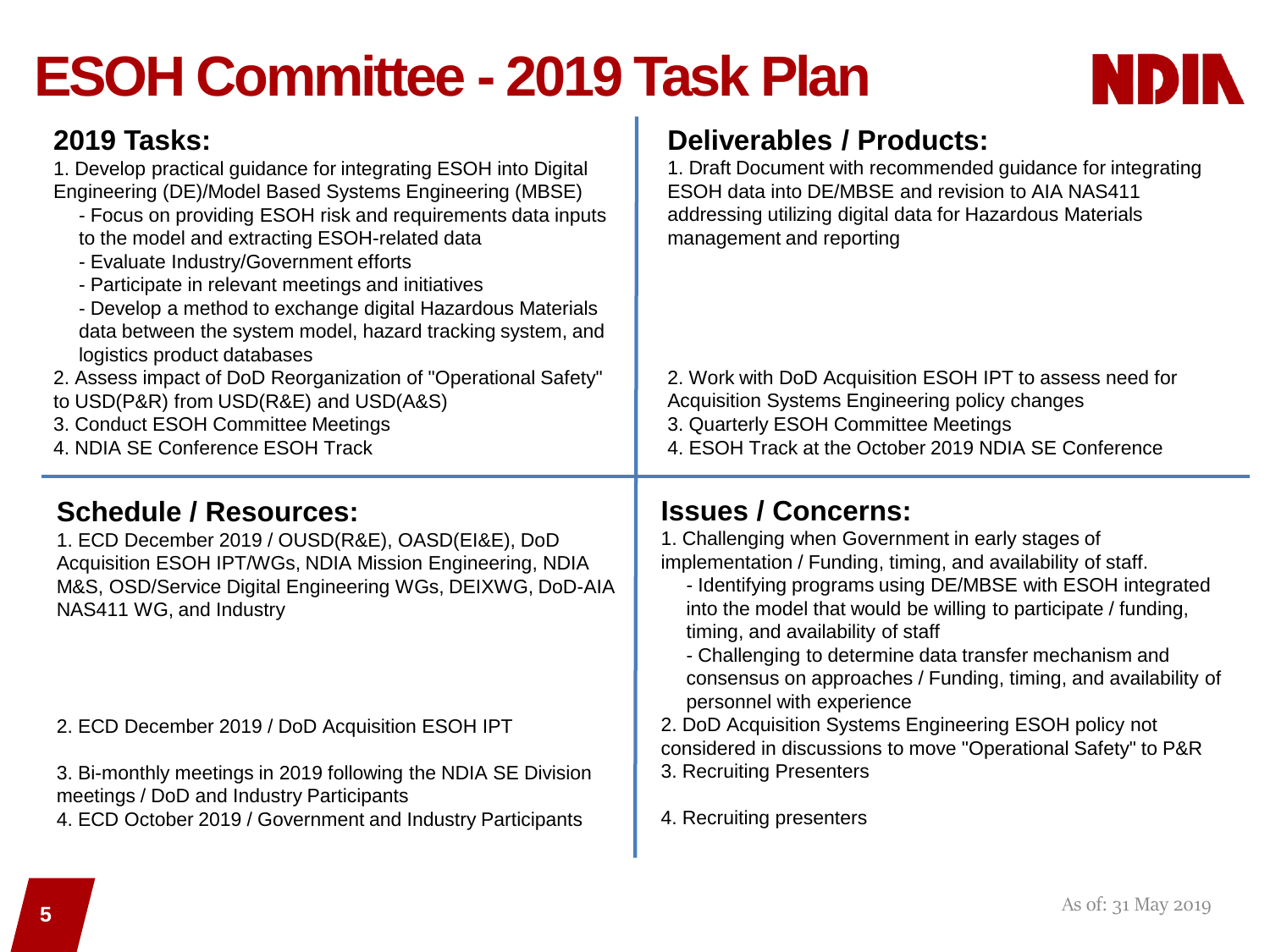# ESOH Committee - 2019 Task Plan

## 2019 Tasks:

1. Develop practical guidance for integrating ESOH into Digital Engineering (DE)/Model Based Systems Engineering (MBSE)
   - Focus on providing ESOH risk and requirements data inputs to the model and extracting ESOH-related data
   - Evaluate Industry/Government efforts
   - Participate in relevant meetings and initiatives
   - Develop a method to exchange digital Hazardous Materials data between the system model, hazard tracking system, and logistics product databases
2. Assess impact of DoD Reorganization of "Operational Safety" to USD(P&R) from USD(R&E) and USD(A&S)
3. Conduct ESOH Committee Meetings
4. NDIA SE Conference ESOH Track

## Deliverables / Products:

1. Draft Document with recommended guidance for integrating ESOH data into DE/MBSE and revision to AIA NAS411 addressing utilizing digital data for Hazardous Materials management and reporting
2. Work with DoD Acquisition ESOH IPT to assess need for Acquisition Systems Engineering policy changes
3. Quarterly ESOH Committee Meetings
4. ESOH Track at the October 2019 NDIA SE Conference

## Schedule / Resources:

1. ECD December 2019 / OUSD(R&E), OASD(EI&E), DoD Acquisition ESOH IPT/WGs, NDIA Mission Engineering, NDIA M&S, OSD/Service Digital Engineering WGs, DEIXWG, DoD-AIA NAS411 WG, and Industry
2. ECD December 2019 / DoD Acquisition ESOH IPT
3. Bi-monthly meetings in 2019 following the NDIA SE Division meetings / DoD and Industry Participants
4. ECD October 2019 / Government and Industry Participants

## Issues / Concerns:

1. Challenging when Government in early stages of implementation / Funding, timing, and availability of staff.
   - Identifying programs using DE/MBSE with ESOH integrated into the model that would be willing to participate / funding, timing, and availability of staff
   - Challenging to determine data transfer mechanism and consensus on approaches / Funding, timing, and availability of personnel with experience
2. DoD Acquisition Systems Engineering ESOH policy not considered in discussions to move "Operational Safety" to P&R
3. Recruiting Presenters
4. Recruiting presenters

As of: 31 May 2019